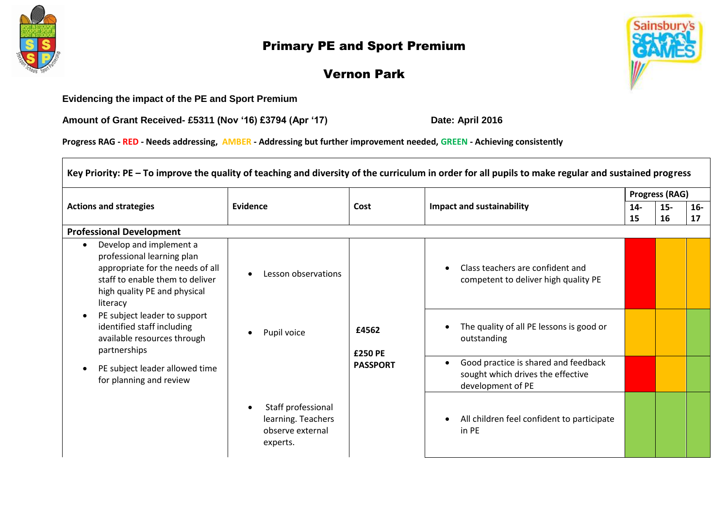# Primary PE and Sport Premium

## Vernon Park

**Evidencing the impact of the PE and Sport Premium**

**Amount of Grant Received- £5311 (Nov '16) £3794 (Apr '17)** **Date: April 2016**

**Progress RAG - RED - Needs addressing, AMBER - Addressing but further improvement needed, GREEN - Achieving consistently**

| **Key Priority: PE – To improve the quality of teaching and diversity of the curriculum in order for all pupils to make regular and sustained progress** | | | | | | |
|---|---|---|---|---|---|---|
| **Actions and strategies** | **Evidence** | **Cost** | **Impact and sustainability** | **Progress (RAG)** | | |
| | | | | **14-15** | **15-16** | **16-17** |
| **Professional Development** | | | | | | |
| • Develop and implement a professional learning plan appropriate for the needs of all staff to enable them to deliver high quality PE and physical literacy<br>• PE subject leader to support identified staff including available resources through partnerships<br>• PE subject leader allowed time for planning and review | • Lesson observations<br>• Pupil voice<br>• Staff professional learning. Teachers observe external experts. | **£4562**<br>**£250 PE PASSPORT** | • Class teachers are confident and competent to deliver high quality PE | RED | AMBER | AMBER |
| | | | • The quality of all PE lessons is good or outstanding | AMBER | AMBER | GREEN |
| | | | • Good practice is shared and feedback sought which drives the effective development of PE | RED | AMBER | GREEN |
| | | | • All children feel confident to participate in PE | GREEN | GREEN | GREEN |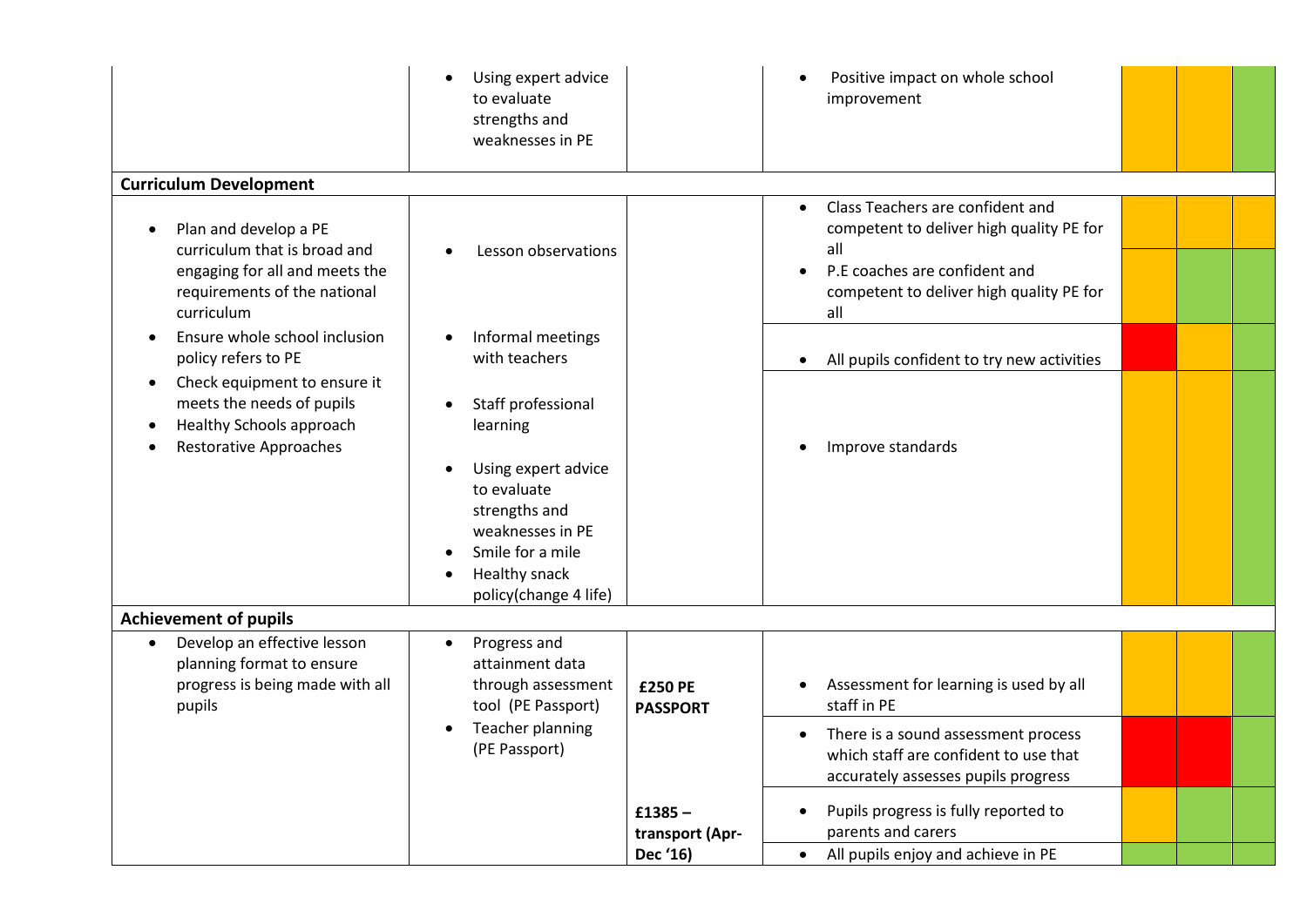| | | | | | | |
|---|---|---|---|---|---|---|
| | • Using expert advice to evaluate strengths and weaknesses in PE | | • Positive impact on whole school improvement | | | |
| **Curriculum Development** | | | | | | |
| • Plan and develop a PE curriculum that is broad and engaging for all and meets the requirements of the national curriculum<br>• Ensure whole school inclusion policy refers to PE<br>• Check equipment to ensure it meets the needs of pupils<br>• Healthy Schools approach<br>• Restorative Approaches | • Lesson observations<br>• Informal meetings with teachers<br>• Staff professional learning<br>• Using expert advice to evaluate strengths and weaknesses in PE<br>• Smile for a mile<br>• Healthy snack policy(change 4 life) | | • Class Teachers are confident and competent to deliver high quality PE for all | | | |
| | | | • P.E coaches are confident and competent to deliver high quality PE for all | | | |
| | | | • All pupils confident to try new activities | | | |
| | | | • Improve standards | | | |
| **Achievement of pupils** | | | | | | |
| • Develop an effective lesson planning format to ensure progress is being made with all pupils | • Progress and attainment data through assessment tool (PE Passport)<br>• Teacher planning (PE Passport) | **£250 PE PASSPORT** | • Assessment for learning is used by all staff in PE | | | |
| | | | • There is a sound assessment process which staff are confident to use that accurately assesses pupils progress | | | |
| | | **£1385 – transport (Apr-Dec '16)** | • Pupils progress is fully reported to parents and carers | | | |
| | | | • All pupils enjoy and achieve in PE | | | |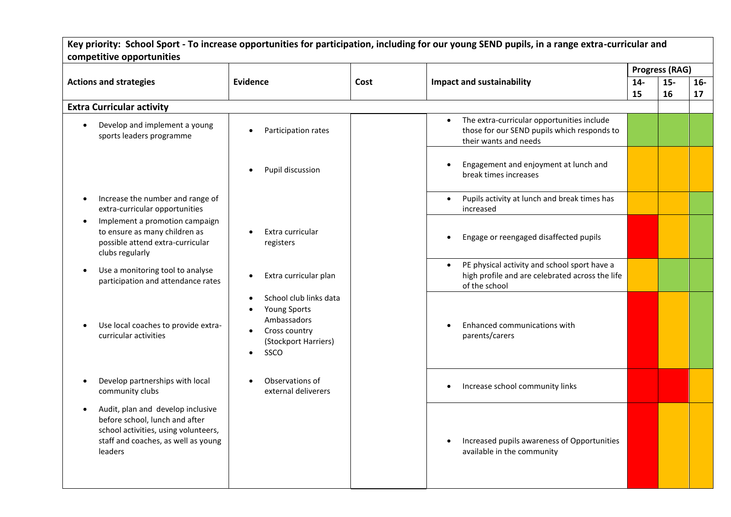**Key priority: School Sport - To increase opportunities for participation, including for our young SEND pupils, in a range extra-curricular and competitive opportunities**

| Actions and strategies | Evidence | Cost | Impact and sustainability | Progress (RAG) 14-15 | 15-16 | 16-17 |
|---|---|---|---|---|---|---|
| **Extra Curricular activity** | | | | | | |
| • Develop and implement a young sports leaders programme | • Participation rates | | • The extra-curricular opportunities include those for our SEND pupils which responds to their wants and needs | Green | Green | Green |
| | • Pupil discussion | | • Engagement and enjoyment at lunch and break times increases | Amber | Amber | Amber |
| • Increase the number and range of extra-curricular opportunities | | | • Pupils activity at lunch and break times has increased | Amber | Amber | Green |
| • Implement a promotion campaign to ensure as many children as possible attend extra-curricular clubs regularly | • Extra curricular registers | | • Engage or reengaged disaffected pupils | Red | Amber | Green |
| • Use a monitoring tool to analyse participation and attendance rates | • Extra curricular plan | | • PE physical activity and school sport have a high profile and are celebrated across the life of the school | Amber | Green | Green |
| • Use local coaches to provide extra-curricular activities | • School club links data<br>• Young Sports Ambassadors<br>• Cross country (Stockport Harriers)<br>• SSCO | | • Enhanced communications with parents/carers | Red | Amber | Green |
| • Develop partnerships with local community clubs | • Observations of external deliverers | | • Increase school community links | Red | Red | Amber |
| • Audit, plan and develop inclusive before school, lunch and after school activities, using volunteers, staff and coaches, as well as young leaders | | | • Increased pupils awareness of Opportunities available in the community | Red | Amber | Amber |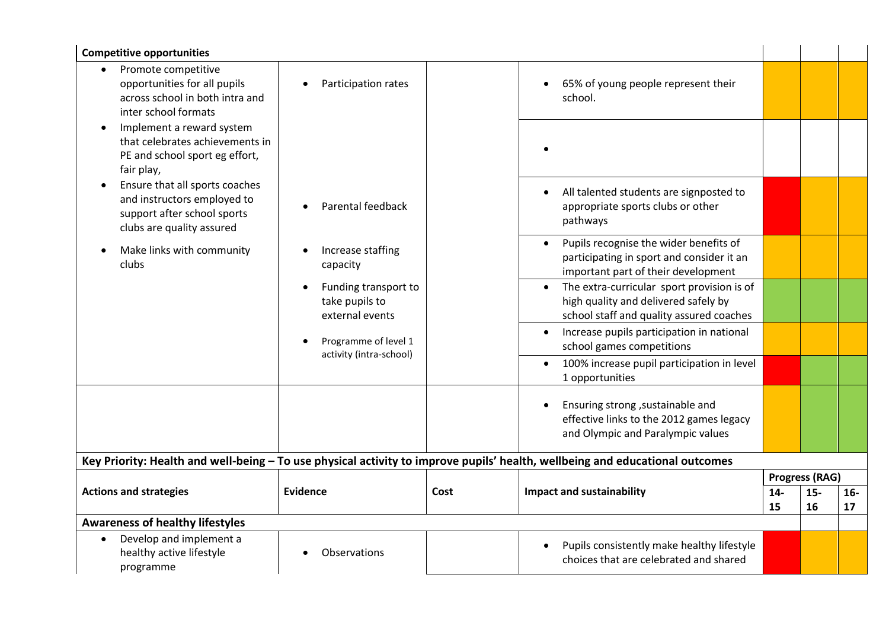| Competitive opportunities | | | | | | |
|---|---|---|---|---|---|---|
| • Promote competitive opportunities for all pupils across school in both intra and inter school formats<br>• Implement a reward system that celebrates achievements in PE and school sport eg effort, fair play,<br>• Ensure that all sports coaches and instructors employed to support after school sports clubs are quality assured<br>• Make links with community clubs | • Participation rates<br>• Parental feedback<br>• Increase staffing capacity<br>• Funding transport to take pupils to external events<br>• Programme of level 1 activity (intra-school) | | • 65% of young people represent their school.<br>•<br>• All talented students are signposted to appropriate sports clubs or other pathways<br>• Pupils recognise the wider benefits of participating in sport and consider it an important part of their development<br>• The extra-curricular sport provision is of high quality and delivered safely by school staff and quality assured coaches<br>• Increase pupils participation in national school games competitions<br>• 100% increase pupil participation in level 1 opportunities | | | |
| | | | • Ensuring strong ,sustainable and effective links to the 2012 games legacy and Olympic and Paralympic values | | | |

**Key Priority: Health and well-being – To use physical activity to improve pupils' health, wellbeing and educational outcomes**

| Actions and strategies | Evidence | Cost | Impact and sustainability | Progress (RAG) | | |
|---|---|---|---|---|---|---|
| | | | | 14-15 | 15-16 | 16-17 |
| **Awareness of healthy lifestyles** | | | | | | |
| • Develop and implement a healthy active lifestyle programme | • Observations | | • Pupils consistently make healthy lifestyle choices that are celebrated and shared | | | |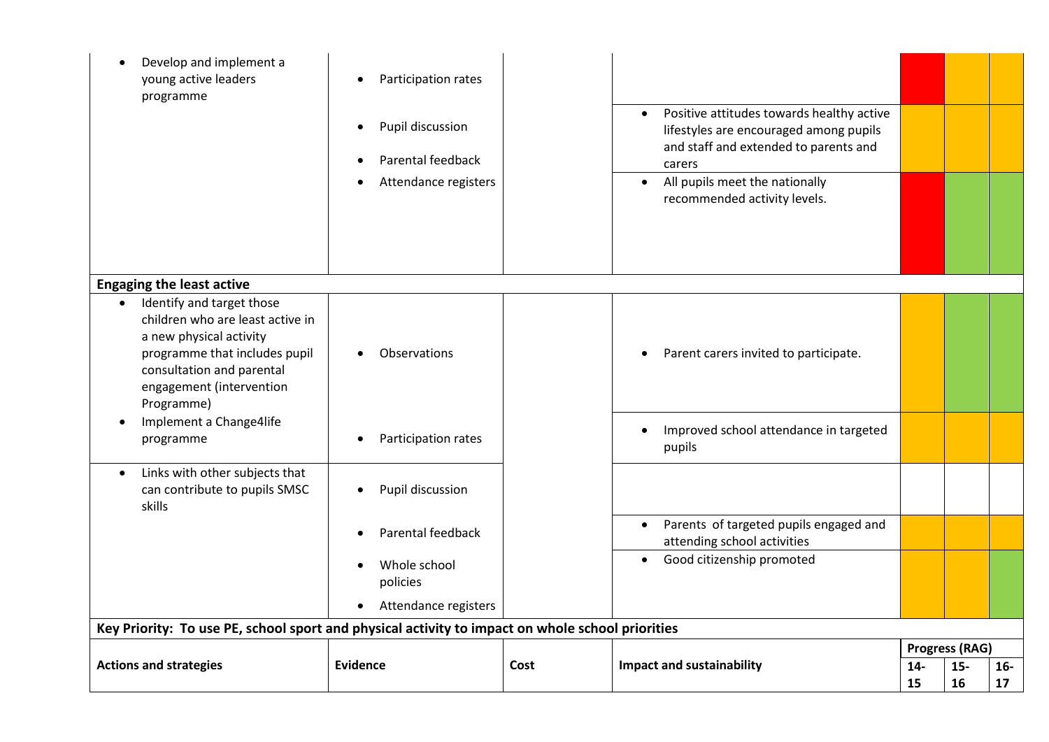| Actions and strategies | Evidence | Cost | Impact and sustainability | Progress (RAG) 14-15 | 15-16 | 16-17 |
|---|---|---|---|---|---|---|
| • Develop and implement a young active leaders programme | • Participation rates | | | Red | Amber | Amber |
| | • Pupil discussion<br>• Parental feedback | | • Positive attitudes towards healthy active lifestyles are encouraged among pupils and staff and extended to parents and carers | Amber | Amber | Amber |
| | • Attendance registers | | • All pupils meet the nationally recommended activity levels. | Red | Green | Green |
| **Engaging the least active** | | | | | | |
| • Identify and target those children who are least active in a new physical activity programme that includes pupil consultation and parental engagement (intervention Programme) | • Observations | | • Parent carers invited to participate. | Amber | Green | Green |
| • Implement a Change4life programme | • Participation rates | | • Improved school attendance in targeted pupils | Amber | Amber | Amber |
| • Links with other subjects that can contribute to pupils SMSC skills | • Pupil discussion | | | | | |
| | • Parental feedback | | • Parents of targeted pupils engaged and attending school activities | Amber | Amber | Amber |
| | • Whole school policies<br>• Attendance registers | | • Good citizenship promoted | Amber | Amber | Green |

**Key Priority: To use PE, school sport and physical activity to impact on whole school priorities**

| Actions and strategies | Evidence | Cost | Impact and sustainability | Progress (RAG) 14-15 | 15-16 | 16-17 |
|---|---|---|---|---|---|---|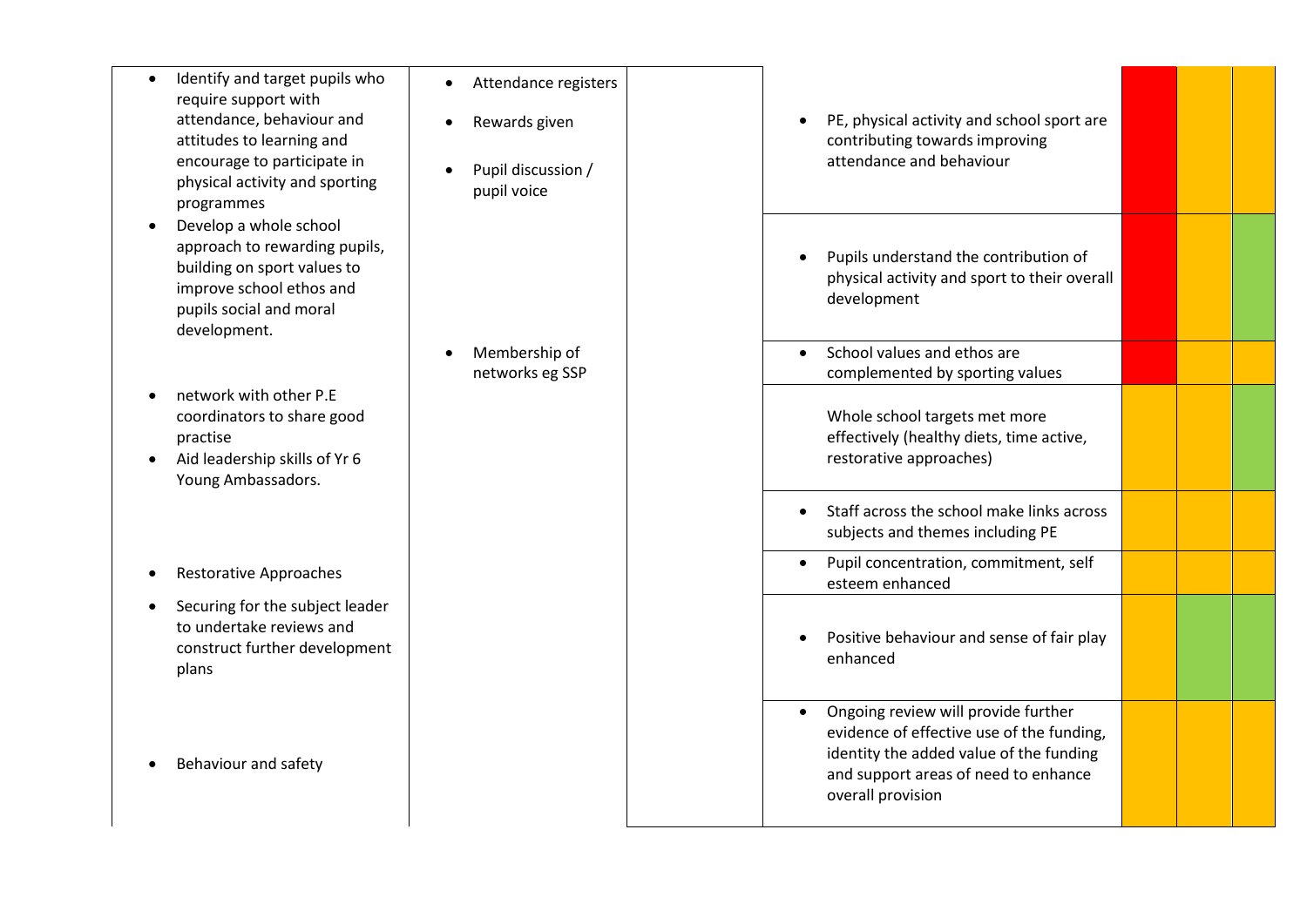| | | | | | | |
|---|---|---|---|---|---|---|
| • Identify and target pupils who require support with attendance, behaviour and attitudes to learning and encourage to participate in physical activity and sporting programmes<br>• Develop a whole school approach to rewarding pupils, building on sport values to improve school ethos and pupils social and moral development.<br><br>• network with other P.E coordinators to share good practise<br>• Aid leadership skills of Yr 6 Young Ambassadors.<br><br>• Restorative Approaches<br>• Securing for the subject leader to undertake reviews and construct further development plans<br><br>• Behaviour and safety | • Attendance registers<br>• Rewards given<br>• Pupil discussion / pupil voice<br><br>• Membership of networks eg SSP | | • PE, physical activity and school sport are contributing towards improving attendance and behaviour | | | |
| | | | • Pupils understand the contribution of physical activity and sport to their overall development | | | |
| | | | • School values and ethos are complemented by sporting values | | | |
| | | | Whole school targets met more effectively (healthy diets, time active, restorative approaches) | | | |
| | | | • Staff across the school make links across subjects and themes including PE | | | |
| | | | • Pupil concentration, commitment, self esteem enhanced | | | |
| | | | • Positive behaviour and sense of fair play enhanced | | | |
| | | | • Ongoing review will provide further evidence of effective use of the funding, identity the added value of the funding and support areas of need to enhance overall provision | | | |